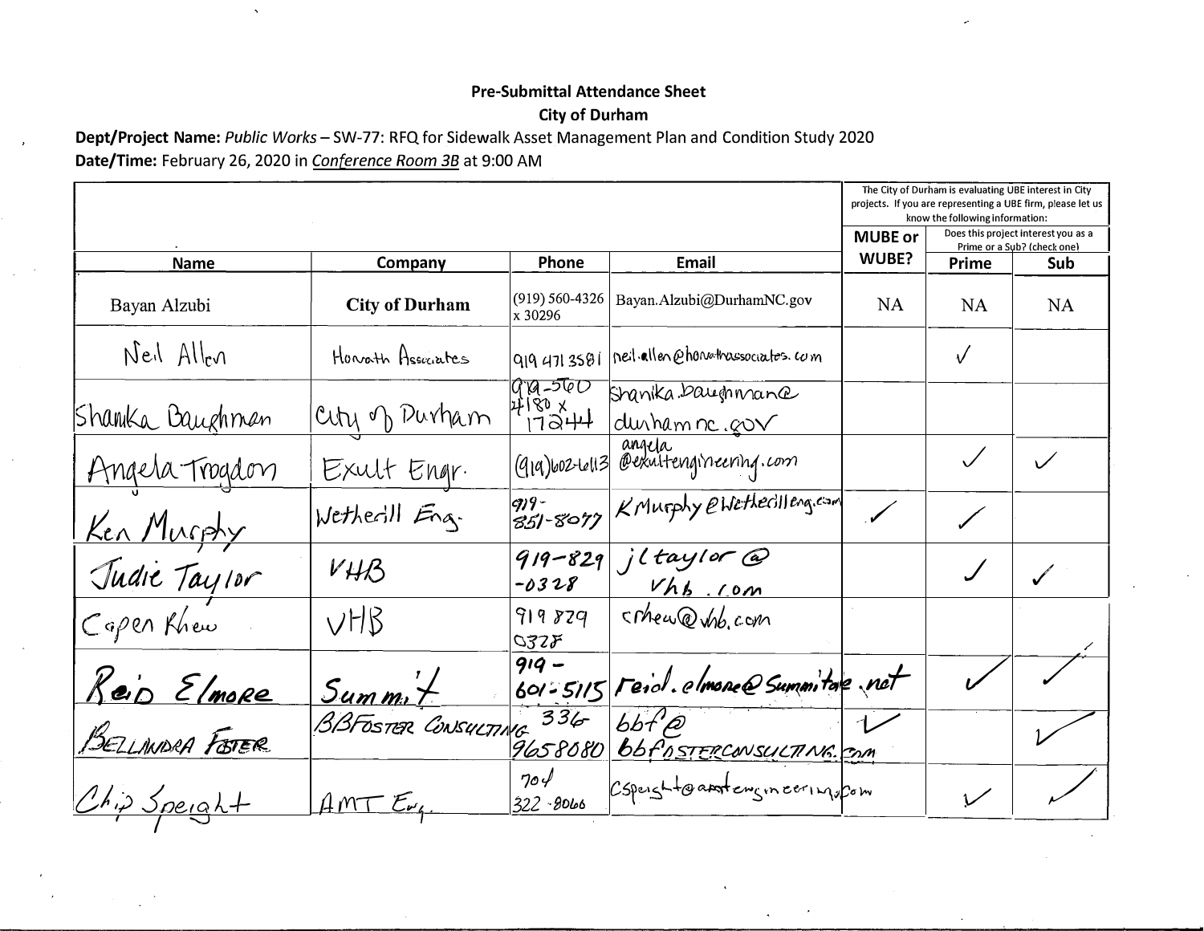**Pre-Submittal Attendance Sheet**

**City of Durham**

**Dept/Project Name:** *Public Works* – SW-77: RFQ for Sidewalk Asset Management Plan and Condition Study 2020

**Date/Time:** February 26, 2020 in *Conference Room 3B* at 9:00 AM

| | | | | The City of Durham is evaluating UBE interest in City projects. If you are representing a UBE firm, please let us know the following information: | | |
|---|---|---|---|---|---|---|
| | | | | MUBE or WUBE? | Does this project interest you as a Prime or a Sub? (check one) | |
| **Name** | **Company** | **Phone** | **Email** | | **Prime** | **Sub** |
| Bayan Alzubi | **City of Durham** | (919) 560-4326 x 30296 | Bayan.Alzubi@DurhamNC.gov | NA | NA | NA |
| Neil Allen | Horvath Associates | 919 471 3581 | neil.allen@horvathassociates.com | | ✓ | |
| Shanika Baughman | City of Durham | 919-560 4180 x 17244 | shanika.baughman@durhamnc.gov | | | |
| Angela Trogdon | Exult Engr. | (919)602-6113 | angela@exultengineering.com | | ✓ | ✓ |
| Ken Murphy | Wetherill Eng. | 919-851-8077 | KMurphy@WetherillEng.com | ✓ | ✓ | |
| Judie Taylor | VHB | 919-829-0328 | jltaylor@vhb.com | | ✓ | ✓ |
| Capen Khew | VHB | 919 829 0328 | ckhew@vhb.com | | | |
| Reid Elmore | Summit | 919-601-5115 | reid.elmore@summitde.net | | ✓ | ✓ |
| Bellandra Foster | BBFoster Consulting | 336 9658080 | bbf@bbfosterconsulting.com | ✓ | | ✓ |
| Chip Speight | AMT Eng. | 704 322-8066 | cspeight@amtengineering.com | | ✓ | ✓ |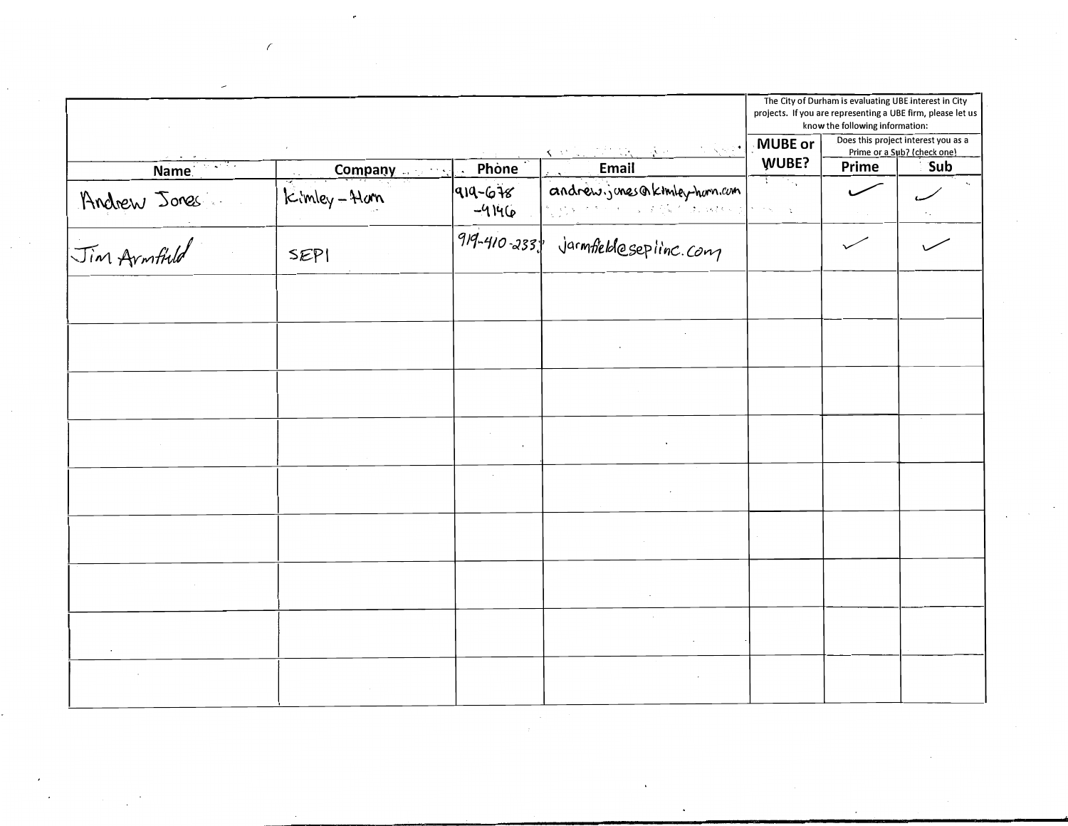| Name | Company | Phone | Email | MUBE or WUBE? | The City of Durham is evaluating UBE interest in City projects. If you are representing a UBE firm, please let us know the following information: Does this project interest you as a Prime or a Sub? (check one) | |
|---|---|---|---|---|---|---|
| | | | | | Prime | Sub |
| Andrew Jones | Kimley-Horn | 919-678-4146 | andrew.jones@kimley-horn.com | | ✓ | ✓ |
| Jim Armfield | SEPI | 919-410-2337 | jarmfield@sepiinc.com | | ✓ | ✓ |
| | | | | | | |
| | | | | | | |
| | | | | | | |
| | | | | | | |
| | | | | | | |
| | | | | | | |
| | | | | | | |
| | | | | | | |
| | | | | | | |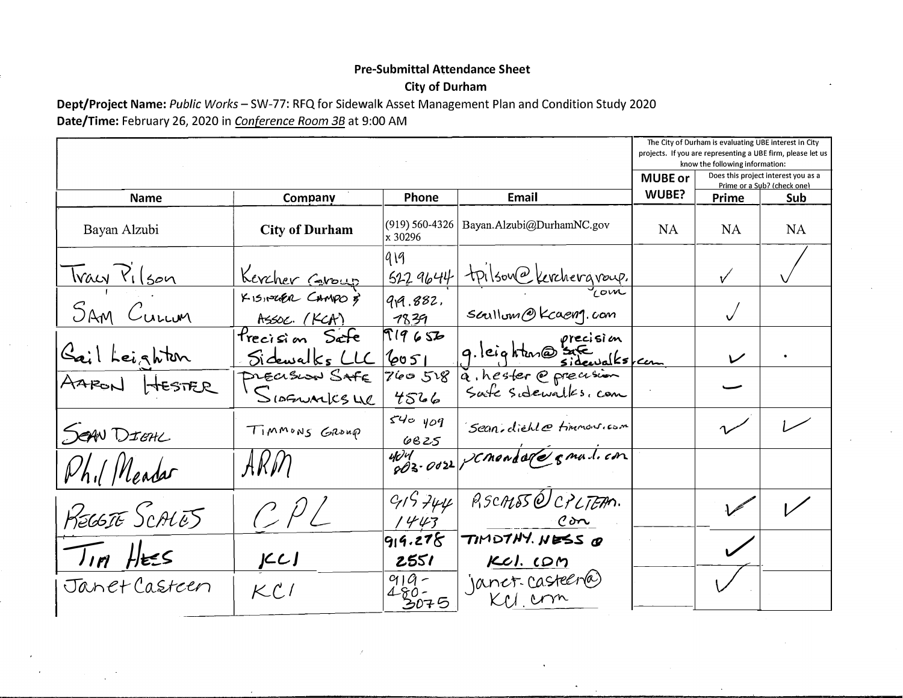**Pre-Submittal Attendance Sheet**

**City of Durham**

**Dept/Project Name:** *Public Works* – SW-77: RFQ for Sidewalk Asset Management Plan and Condition Study 2020

**Date/Time:** February 26, 2020 in *Conference Room 3B* at 9:00 AM

| | | | | The City of Durham is evaluating UBE interest in City projects. If you are representing a UBE firm, please let us know the following information: | | |
|---|---|---|---|---|---|---|
| | | | | MUBE or WUBE? | Does this project interest you as a Prime or a Sub? (check one) | |
| **Name** | **Company** | **Phone** | **Email** | | **Prime** | **Sub** |
| Bayan Alzubi | **City of Durham** | (919) 560-4326 x 30296 | Bayan.Alzubi@DurhamNC.gov | NA | NA | NA |
| Tracy Pilson | Kercher Group | 919 522 9644 | tpilson@kerchergroup.com | | ✓ | ✓ |
| Sam Cullum | Kisinger Campo & Assoc. (KCA) | 919.882.7839 | scullum@kcaeng.com | | ✓ | |
| Gail Leighton | Precision Safe Sidewalks LLC | 919 656 6051 | g.leighton@precisionsafesidewalks.com | | ✓ | • |
| Aaron Hester | Precision Safe Sidewalks LLC | 760 518 4566 | a.hester@precisionsafesidewalks.com | | — | |
| Sean Diehl | Timmons Group | 540 409 6825 | sean.diehl@timmons.com | | ✓ | ✓ |
| Phil Mendar | ARM | 404 803-0022 | pcmendar@gmail.com | | | |
| Reggie Scales | CPL | 919 744 1443 | RScales@CPLTeam.com | | ✓ | ✓ |
| Tim Hess | KCI | 919.278 2551 | TIMOTHY.HESS@KCI.COM | | ✓ | |
| Janet Casteen | KCI | 919-480-3075 | janet.casteen@KCI.com | | ✓ | |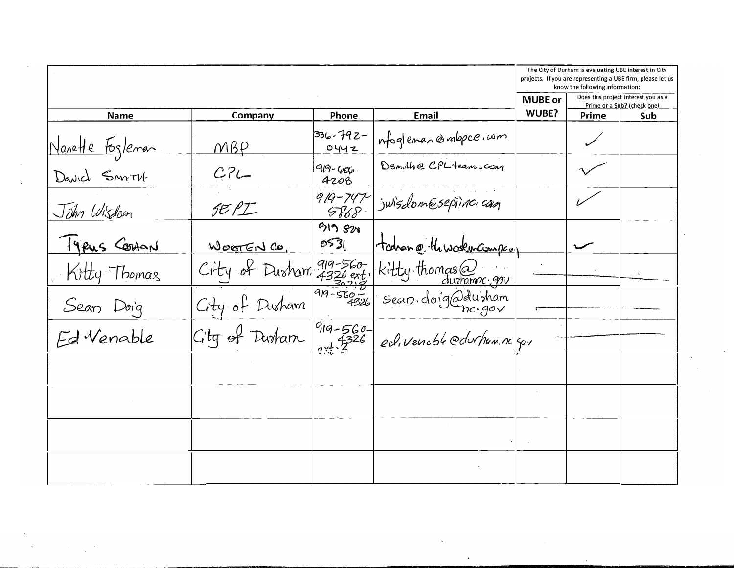| | | | | The City of Durham is evaluating UBE interest in City projects. If you are representing a UBE firm, please let us know the following information: | | |
|---|---|---|---|---|---|---|
| | | | | MUBE or WUBE? | Does this project interest you as a Prime or a Sub? (check one) | |
| Name | Company | Phone | Email | | Prime | Sub |
| Nanette Fogleman | MBP | 336-792-0442 | nfogleman@mbpce.com | | ✓ | |
| David Smith | CPL | 919-606-4208 | Dsmith@CPLteam.com | | ✓ | |
| John Wisdom | SEPI | 919-747-5868 | jwisdom@sepiinc.com | | ✓ | |
| Tyrus Cohan | Wooten Co. | 919 828 0531 | tcohan@thewootencompany | | ✓ | |
| Kitty Thomas | City of Durham | 919-560-4326 ext. 30218 | kitty.thomas@durhamnc.gov | — | — | — |
| Sean Doig | City of Durham | 919-560-4326 | sean.doig@durhamnc.gov | — | — | — |
| Ed Venable | City of Durham | 919-560-4326 ext. 2 | ed.venable@durhamnc.gov | — | — | — |
| | | | | | | |
| | | | | | | |
| | | | | | | |
| | | | | | | |